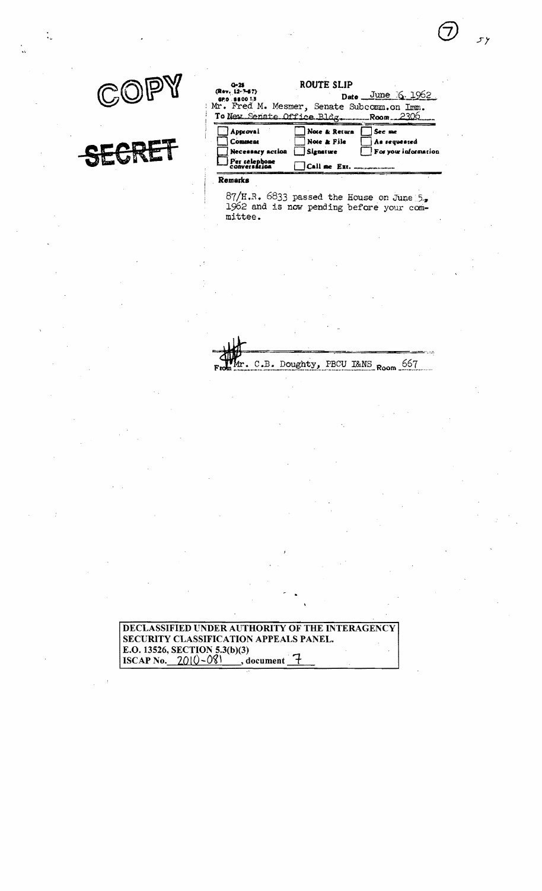COPY

~~SECRET~~

G-25
(Rev. 12-7-57)
GPO 880015

## ROUTE SLIP

Date June 6, 1962

Mr. Fred M. Mesmer, Senate Subcomm. on Imm.

To New Senate Office Bldg. Room 2306

| | | |
|---|---|---|
| ☐ Approval | ☐ Note & Return | ☐ See me |
| ☐ Comment | ☐ Note & File | ☐ As requested |
| ☐ Necessary action | ☐ Signature | ☐ For your information |
| ☐ Per telephone conversation | ☐ Call me Ext. ______ | |

**Remarks**

87/H.R. 6833 passed the House on June 5, 1962 and is now pending before your committee.

From Mr. C.B. Doughty, FBCU I&NS Room 667

DECLASSIFIED UNDER AUTHORITY OF THE INTERAGENCY SECURITY CLASSIFICATION APPEALS PANEL.
E.O. 13526, SECTION 5.3(b)(3)
ISCAP No. 2010-081, document 7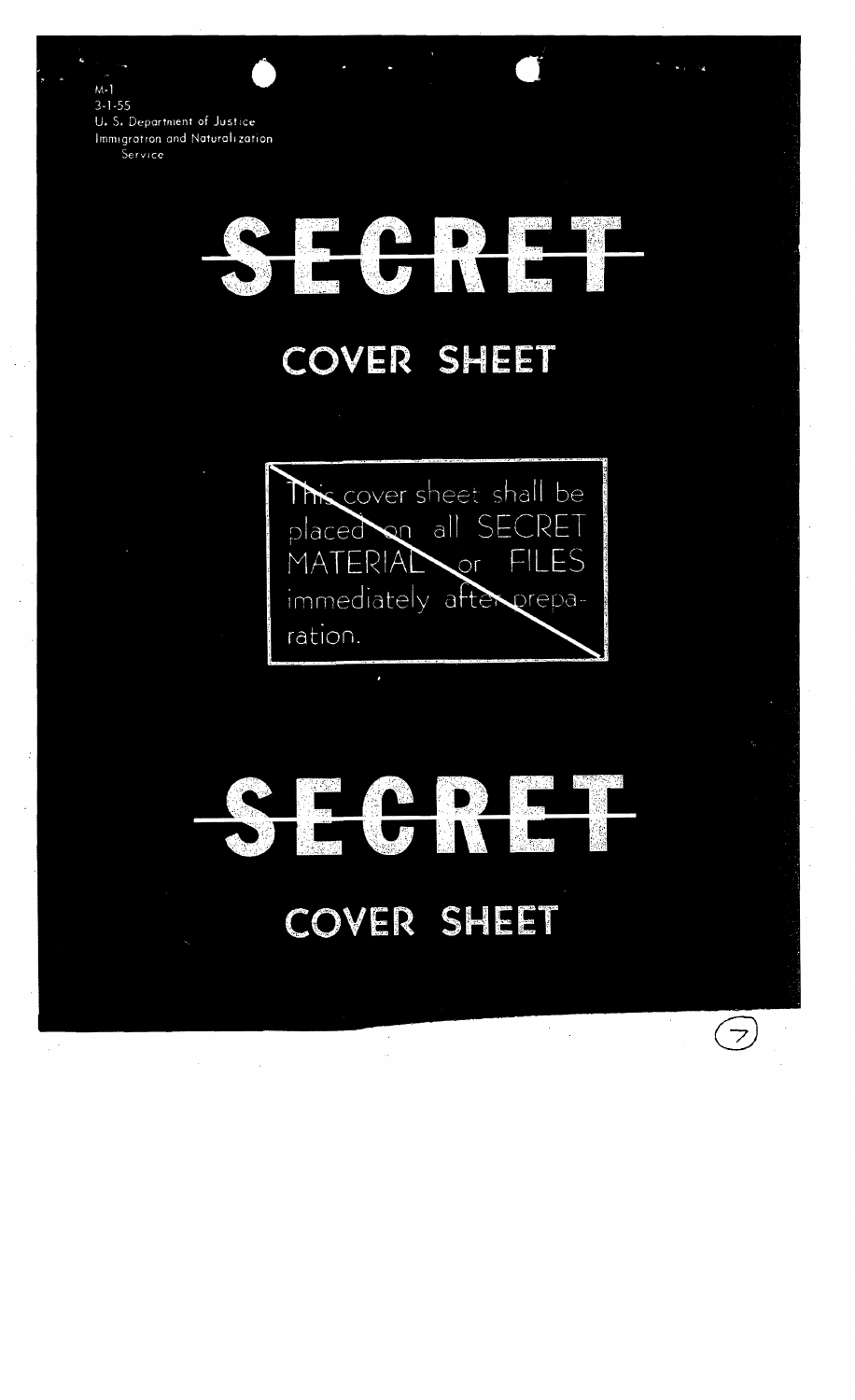M-1
3-1-55
U. S. Department of Justice
Immigration and Naturalization Service

# ~~SECRET~~

## COVER SHEET

This cover sheet shall be placed on all SECRET MATERIAL or FILES immediately after preparation.

# ~~SECRET~~

## COVER SHEET

(7)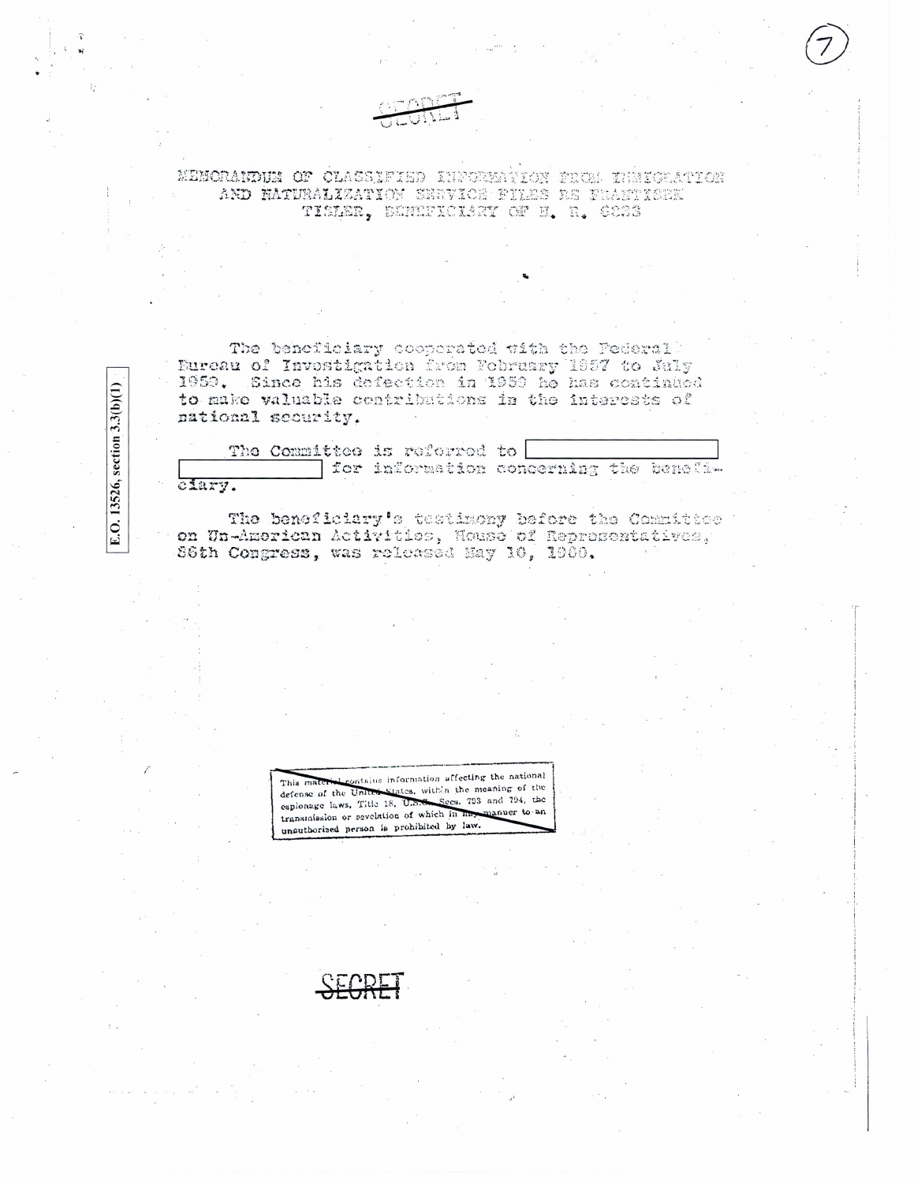~~SECRET~~

MEMORANDUM OF CLASSIFIED INFORMATION FROM IMMIGRATION AND NATURALIZATION SERVICE FILES RE FRANTISEK TISLER, BENEFICIARY OF H. R. 6893

E.O. 13526, section 3.3(b)(1)

The beneficiary cooperated with the Federal Bureau of Investigation from February 1957 to July 1959. Since his defection in 1959 he has continued to make valuable contributions in the interests of national security.

The Committee is referred to [redacted] [redacted] for information concerning the beneficiary.

The beneficiary's testimony before the Committee on Un-American Activities, House of Representatives, 86th Congress, was released May 10, 1960.

~~This material contains information affecting the national defense of the United States, within the meaning of the espionage laws, Title 18, U.S.C., Secs. 793 and 794, the transmission or revelation of which in any manner to an unauthorized person is prohibited by law.~~

~~SECRET~~